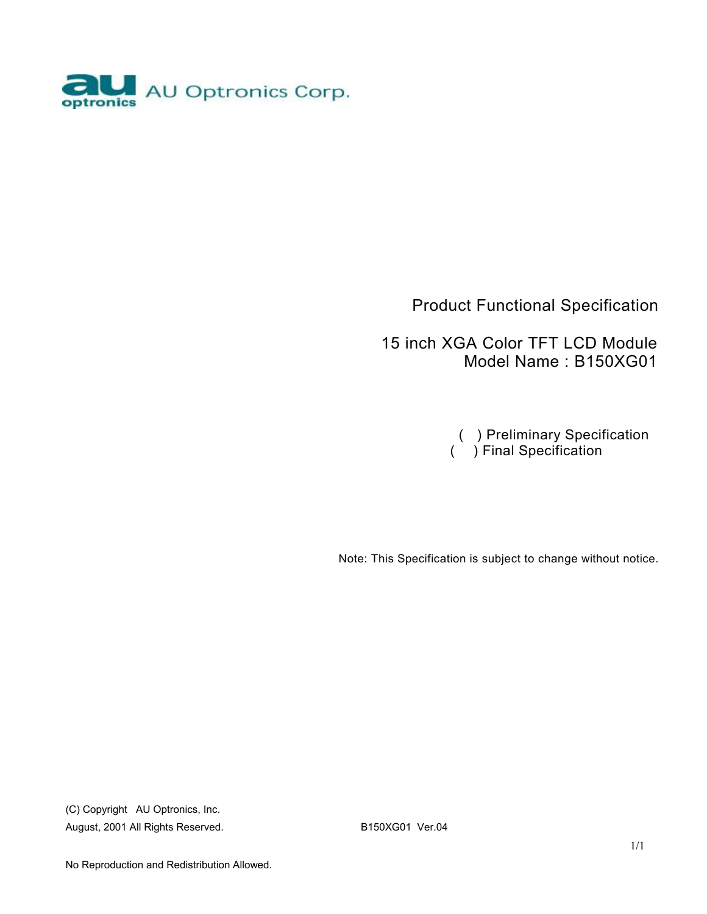AU Optronics Corp.

# Product Functional Specification

## 15 inch XGA Color TFT LCD Module
## Model Name : B150XG01

( ) Preliminary Specification
( ) Final Specification

Note: This Specification is subject to change without notice.

(C) Copyright AU Optronics, Inc.
August, 2001 All Rights Reserved.

B150XG01 Ver.04

No Reproduction and Redistribution Allowed.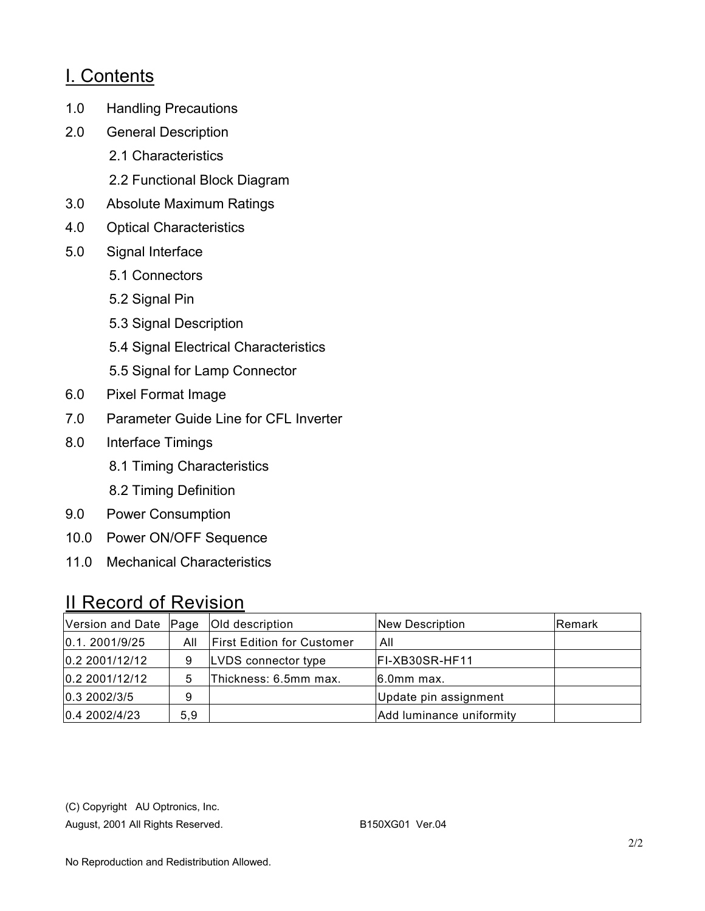# I. Contents

1.0 Handling Precautions

2.0 General Description

- 2.1 Characteristics
- 2.2 Functional Block Diagram

3.0 Absolute Maximum Ratings

4.0 Optical Characteristics

5.0 Signal Interface

- 5.1 Connectors
- 5.2 Signal Pin
- 5.3 Signal Description
- 5.4 Signal Electrical Characteristics
- 5.5 Signal for Lamp Connector

6.0 Pixel Format Image

7.0 Parameter Guide Line for CFL Inverter

8.0 Interface Timings

- 8.1 Timing Characteristics
- 8.2 Timing Definition

9.0 Power Consumption

10.0 Power ON/OFF Sequence

11.0 Mechanical Characteristics

# II Record of Revision

| Version and Date | Page | Old description | New Description | Remark |
|---|---|---|---|---|
| 0.1. 2001/9/25 | All | First Edition for Customer | All | |
| 0.2 2001/12/12 | 9 | LVDS connector type | FI-XB30SR-HF11 | |
| 0.2 2001/12/12 | 5 | Thickness: 6.5mm max. | 6.0mm max. | |
| 0.3 2002/3/5 | 9 | | Update pin assignment | |
| 0.4 2002/4/23 | 5,9 | | Add luminance uniformity | |

(C) Copyright AU Optronics, Inc.

August, 2001 All Rights Reserved. B150XG01 Ver.04

No Reproduction and Redistribution Allowed.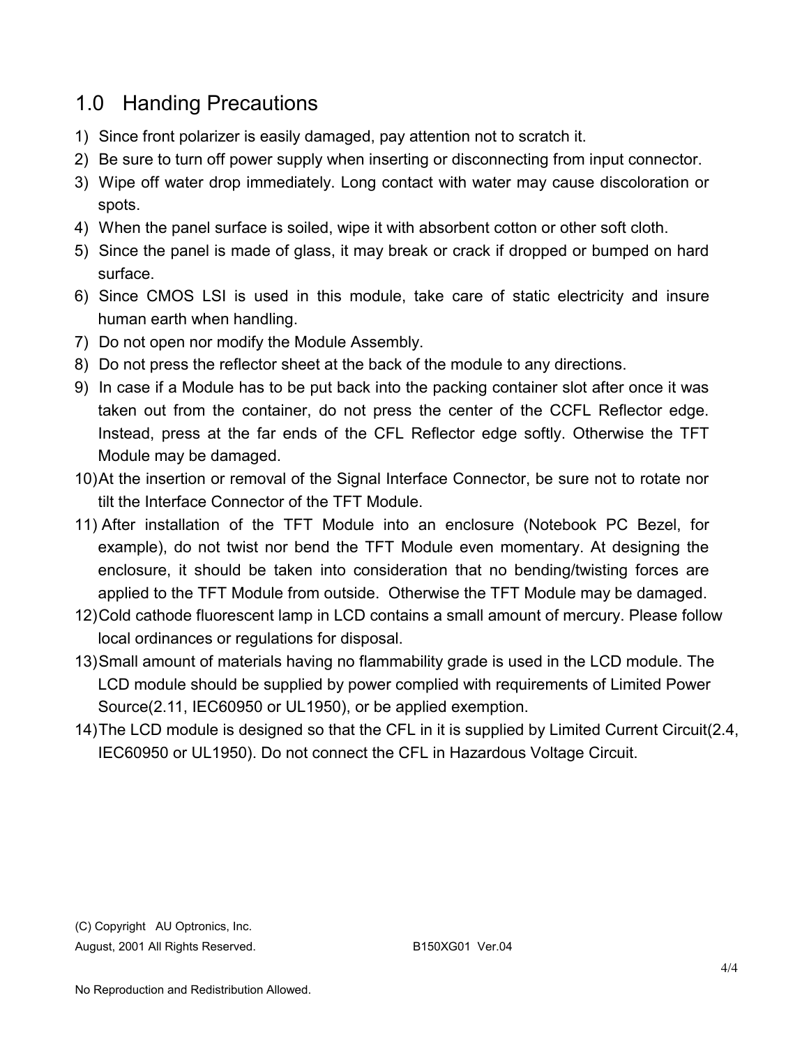## 1.0 Handing Precautions

1) Since front polarizer is easily damaged, pay attention not to scratch it.
2) Be sure to turn off power supply when inserting or disconnecting from input connector.
3) Wipe off water drop immediately. Long contact with water may cause discoloration or spots.
4) When the panel surface is soiled, wipe it with absorbent cotton or other soft cloth.
5) Since the panel is made of glass, it may break or crack if dropped or bumped on hard surface.
6) Since CMOS LSI is used in this module, take care of static electricity and insure human earth when handling.
7) Do not open nor modify the Module Assembly.
8) Do not press the reflector sheet at the back of the module to any directions.
9) In case if a Module has to be put back into the packing container slot after once it was taken out from the container, do not press the center of the CCFL Reflector edge. Instead, press at the far ends of the CFL Reflector edge softly. Otherwise the TFT Module may be damaged.
10) At the insertion or removal of the Signal Interface Connector, be sure not to rotate nor tilt the Interface Connector of the TFT Module.
11) After installation of the TFT Module into an enclosure (Notebook PC Bezel, for example), do not twist nor bend the TFT Module even momentary. At designing the enclosure, it should be taken into consideration that no bending/twisting forces are applied to the TFT Module from outside. Otherwise the TFT Module may be damaged.
12) Cold cathode fluorescent lamp in LCD contains a small amount of mercury. Please follow local ordinances or regulations for disposal.
13) Small amount of materials having no flammability grade is used in the LCD module. The LCD module should be supplied by power complied with requirements of Limited Power Source(2.11, IEC60950 or UL1950), or be applied exemption.
14) The LCD module is designed so that the CFL in it is supplied by Limited Current Circuit(2.4, IEC60950 or UL1950). Do not connect the CFL in Hazardous Voltage Circuit.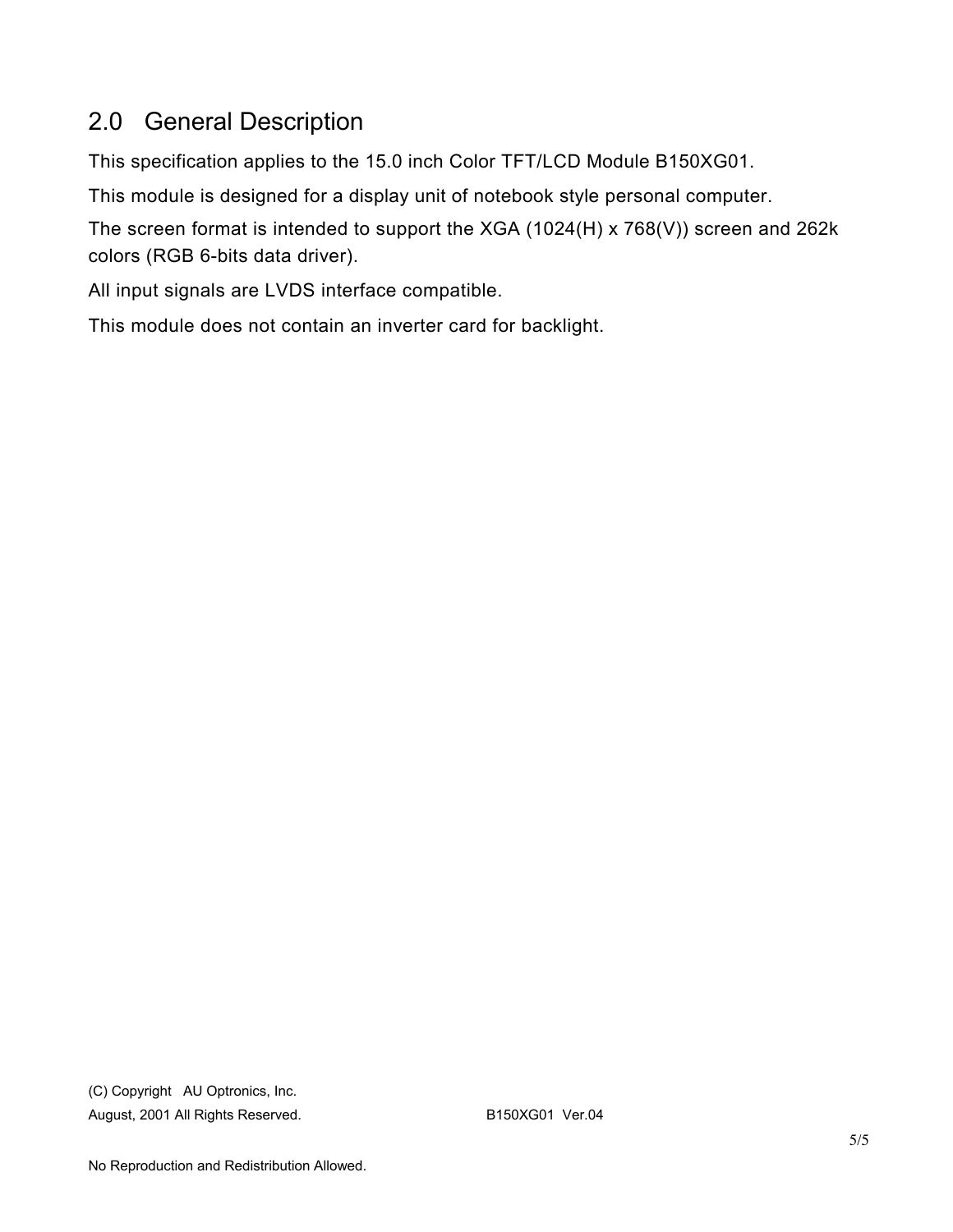## 2.0 General Description

This specification applies to the 15.0 inch Color TFT/LCD Module B150XG01.

This module is designed for a display unit of notebook style personal computer.

The screen format is intended to support the XGA (1024(H) x 768(V)) screen and 262k colors (RGB 6-bits data driver).

All input signals are LVDS interface compatible.

This module does not contain an inverter card for backlight.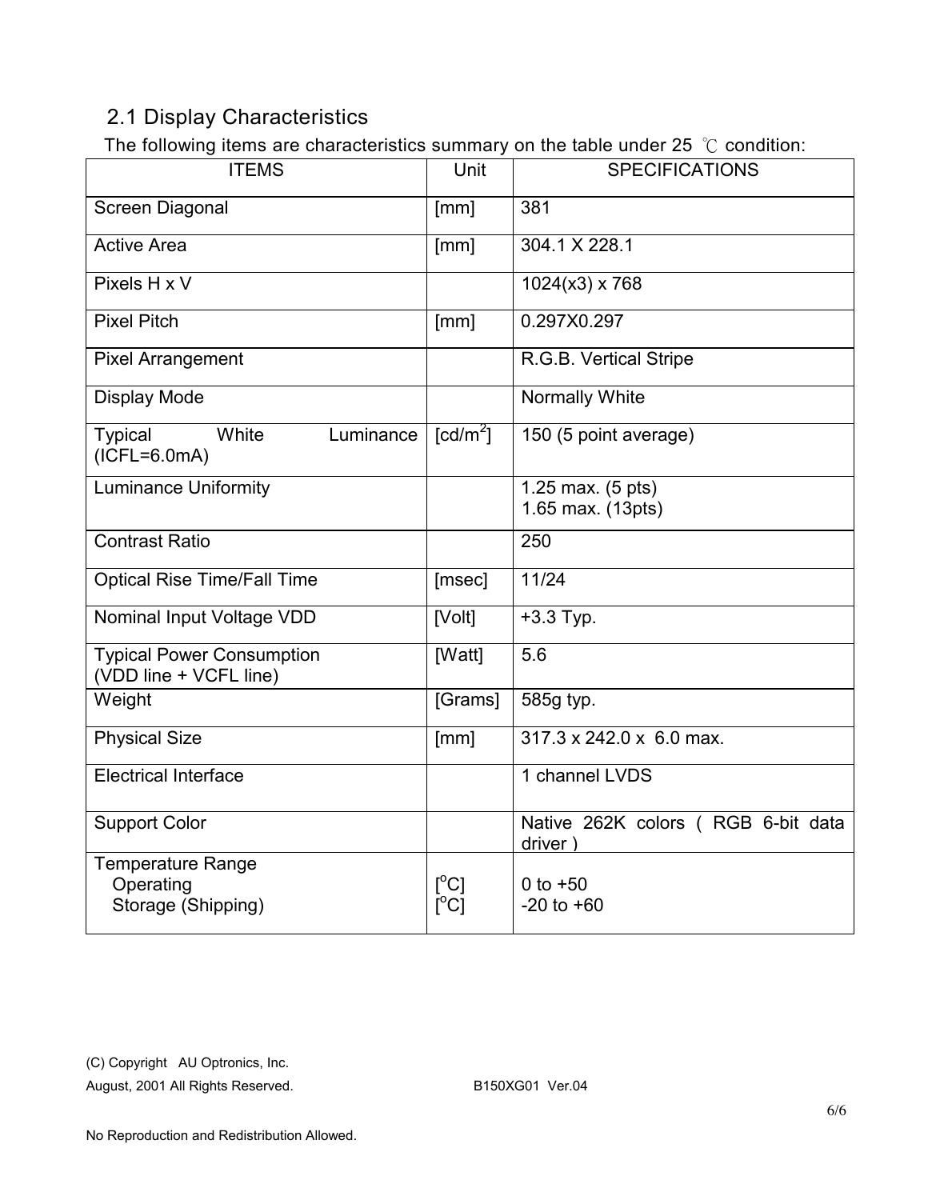## 2.1 Display Characteristics

The following items are characteristics summary on the table under 25 ℃ condition:

| ITEMS | Unit | SPECIFICATIONS |
|---|---|---|
| Screen Diagonal | [mm] | 381 |
| Active Area | [mm] | 304.1 X 228.1 |
| Pixels H x V | | 1024(x3) x 768 |
| Pixel Pitch | [mm] | 0.297X0.297 |
| Pixel Arrangement | | R.G.B. Vertical Stripe |
| Display Mode | | Normally White |
| Typical White Luminance (ICFL=6.0mA) | [cd/$m^2$] | 150 (5 point average) |
| Luminance Uniformity | | 1.25 max. (5 pts)<br>1.65 max. (13pts) |
| Contrast Ratio | | 250 |
| Optical Rise Time/Fall Time | [msec] | 11/24 |
| Nominal Input Voltage VDD | [Volt] | +3.3 Typ. |
| Typical Power Consumption (VDD line + VCFL line) | [Watt] | 5.6 |
| Weight | [Grams] | 585g typ. |
| Physical Size | [mm] | 317.3 x 242.0 x 6.0 max. |
| Electrical Interface | | 1 channel LVDS |
| Support Color | | Native 262K colors ( RGB 6-bit data driver ) |
| Temperature Range<br>Operating<br>Storage (Shipping) | <br>[$^o$C]<br>[$^o$C] | <br>0 to +50<br>-20 to +60 |

(C) Copyright AU Optronics, Inc.
August, 2001 All Rights Reserved. B150XG01 Ver.04

No Reproduction and Redistribution Allowed.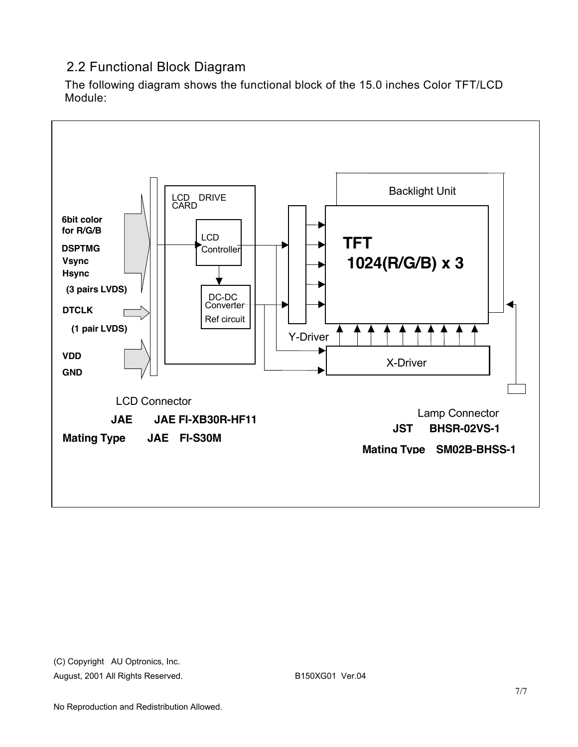## 2.2 Functional Block Diagram

The following diagram shows the functional block of the 15.0 inches Color TFT/LCD Module:

**6bit color for R/G/B**

**DSPTMG**

**Vsync**

**Hsync**

**(3 pairs LVDS)**

**DTCLK**

**(1 pair LVDS)**

**VDD**

**GND**

LCD DRIVE CARD

LCD Controller

DC-DC Converter

Ref circuit

Y-Driver

Backlight Unit

**TFT 1024(R/G/B) x 3**

X-Driver

LCD Connector

**JAE JAE FI-XB30R-HF11**

**Mating Type JAE FI-S30M**

Lamp Connector

**JST BHSR-02VS-1**

**Mating Type SM02B-BHSS-1**

(C) Copyright AU Optronics, Inc.
August, 2001 All Rights Reserved. B150XG01 Ver.04

No Reproduction and Redistribution Allowed.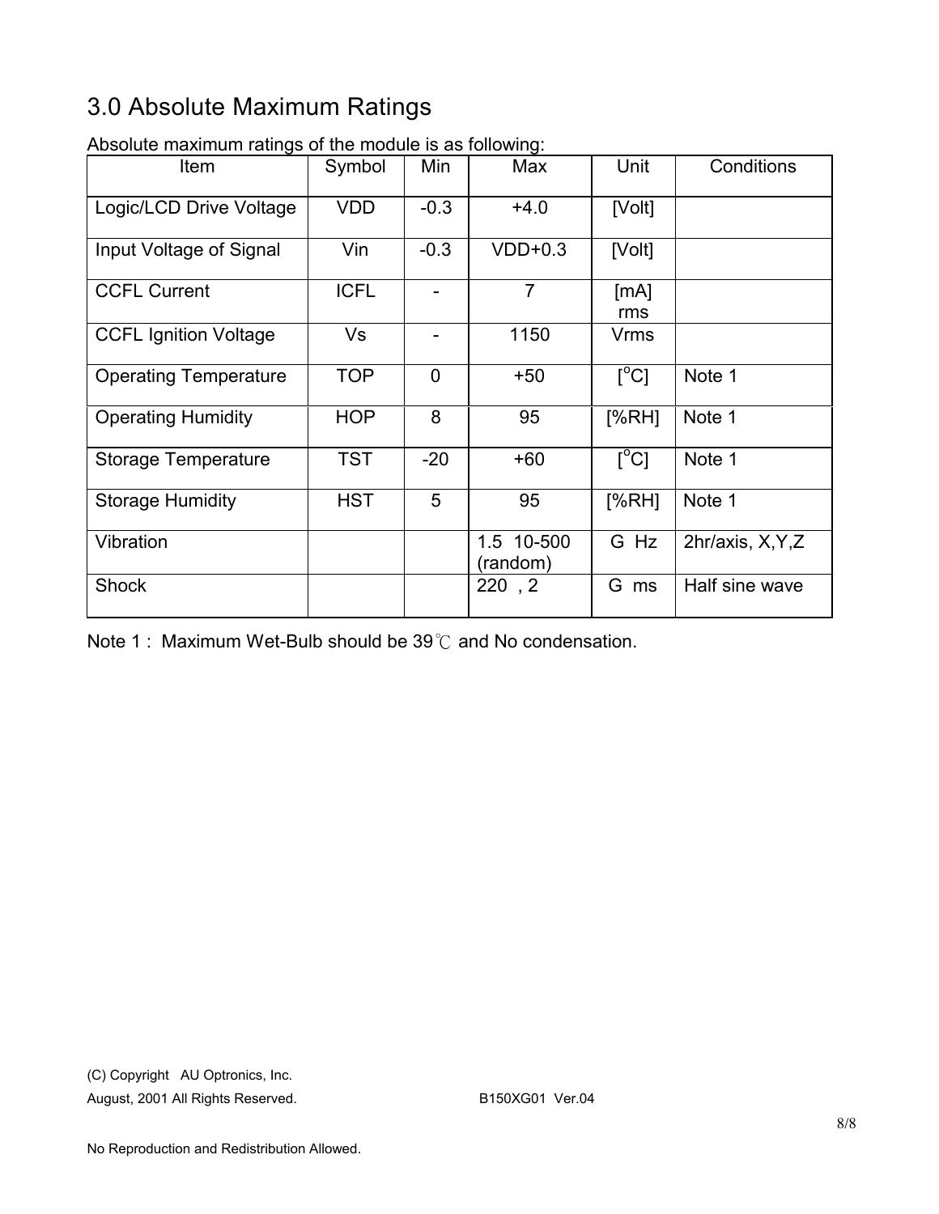# 3.0 Absolute Maximum Ratings

Absolute maximum ratings of the module is as following:

| Item | Symbol | Min | Max | Unit | Conditions |
|---|---|---|---|---|---|
| Logic/LCD Drive Voltage | VDD | -0.3 | +4.0 | [Volt] | |
| Input Voltage of Signal | Vin | -0.3 | VDD+0.3 | [Volt] | |
| CCFL Current | ICFL | - | 7 | [mA] rms | |
| CCFL Ignition Voltage | Vs | - | 1150 | Vrms | |
| Operating Temperature | TOP | 0 | +50 | [$^{o}$C] | Note 1 |
| Operating Humidity | HOP | 8 | 95 | [%RH] | Note 1 |
| Storage Temperature | TST | -20 | +60 | [$^{o}$C] | Note 1 |
| Storage Humidity | HST | 5 | 95 | [%RH] | Note 1 |
| Vibration | | | 1.5 10-500 (random) | G Hz | 2hr/axis, X,Y,Z |
| Shock | | | 220 , 2 | G ms | Half sine wave |

Note 1 : Maximum Wet-Bulb should be 39℃ and No condensation.

(C) Copyright AU Optronics, Inc.
August, 2001 All Rights Reserved. B150XG01 Ver.04

No Reproduction and Redistribution Allowed.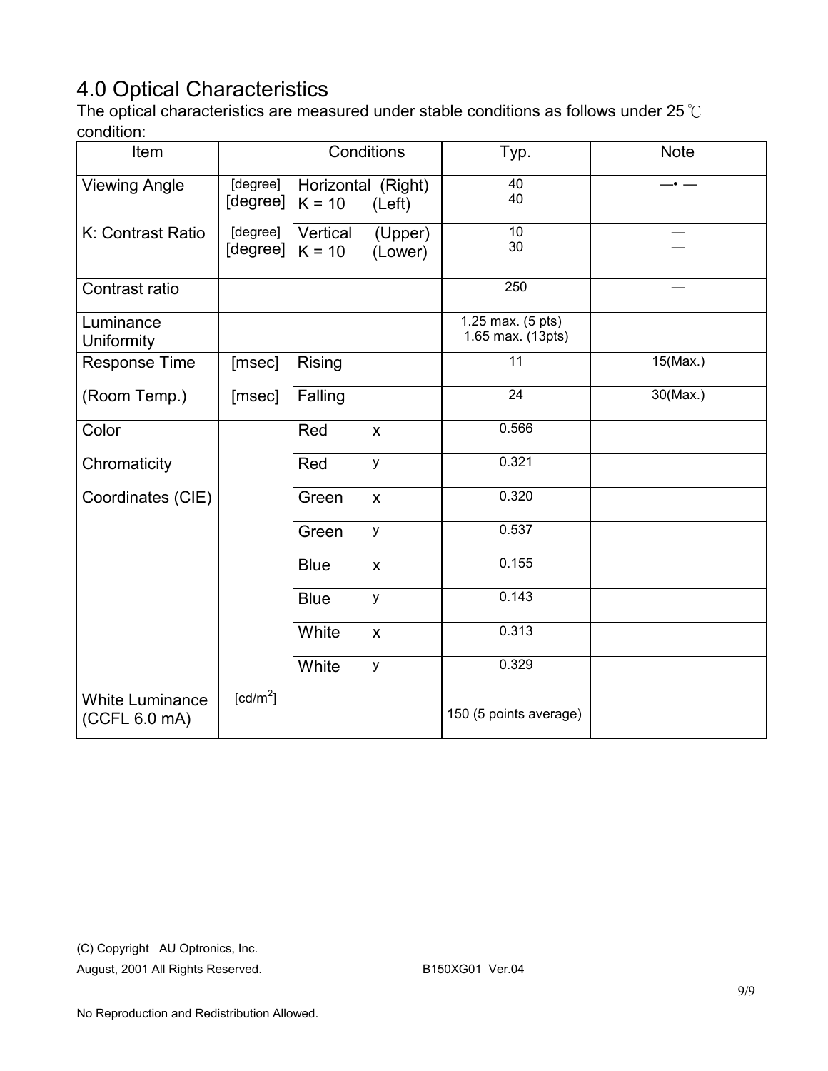# 4.0 Optical Characteristics

The optical characteristics are measured under stable conditions as follows under 25 ℃ condition:

| Item | | Conditions | Typ. | Note |
|---|---|---|---|---|
| Viewing Angle | [degree]<br>[degree] | Horizontal (Right)<br>K = 10 (Left) | 40<br>40 | —• — |
| K: Contrast Ratio | [degree]<br>[degree] | Vertical (Upper)<br>K = 10 (Lower) | 10<br>30 | —<br>— |
| Contrast ratio | | | 250 | — |
| Luminance Uniformity | | | 1.25 max. (5 pts)<br>1.65 max. (13pts) | |
| Response Time | [msec] | Rising | 11 | 15(Max.) |
| (Room Temp.) | [msec] | Falling | 24 | 30(Max.) |
| Color | | Red x | 0.566 | |
| Chromaticity | | Red y | 0.321 | |
| Coordinates (CIE) | | Green x | 0.320 | |
| | | Green y | 0.537 | |
| | | Blue x | 0.155 | |
| | | Blue y | 0.143 | |
| | | White x | 0.313 | |
| | | White y | 0.329 | |
| White Luminance (CCFL 6.0 mA) | [cd/m$^2$] | | 150 (5 points average) | |

(C) Copyright AU Optronics, Inc.
August, 2001 All Rights Reserved. B150XG01 Ver.04

No Reproduction and Redistribution Allowed.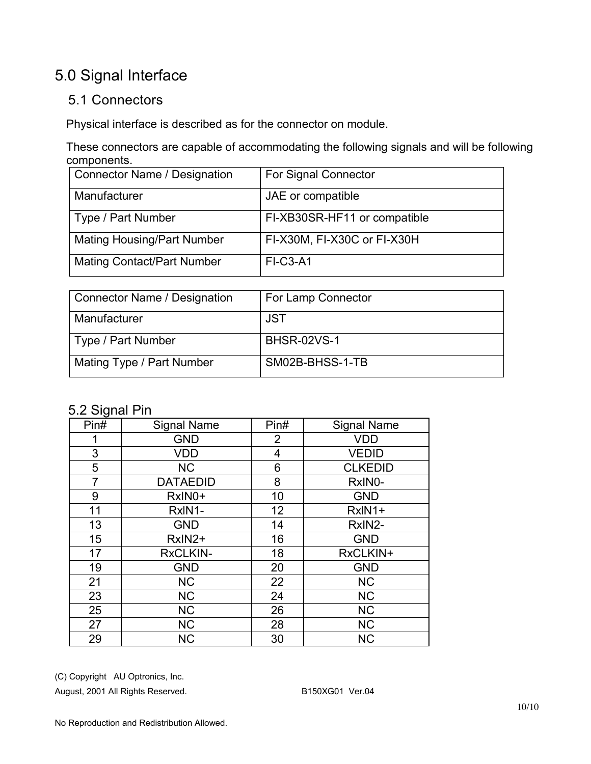# 5.0 Signal Interface

## 5.1 Connectors

Physical interface is described as for the connector on module.

These connectors are capable of accommodating the following signals and will be following components.

| Connector Name / Designation | For Signal Connector |
|---|---|
| Manufacturer | JAE or compatible |
| Type / Part Number | FI-XB30SR-HF11 or compatible |
| Mating Housing/Part Number | FI-X30M, FI-X30C or FI-X30H |
| Mating Contact/Part Number | FI-C3-A1 |

| Connector Name / Designation | For Lamp Connector |
|---|---|
| Manufacturer | JST |
| Type / Part Number | BHSR-02VS-1 |
| Mating Type / Part Number | SM02B-BHSS-1-TB |

## 5.2 Signal Pin

| Pin# | Signal Name | Pin# | Signal Name |
|---|---|---|---|
| 1 | GND | 2 | VDD |
| 3 | VDD | 4 | VEDID |
| 5 | NC | 6 | CLKEDID |
| 7 | DATAEDID | 8 | RxIN0- |
| 9 | RxIN0+ | 10 | GND |
| 11 | RxIN1- | 12 | RxIN1+ |
| 13 | GND | 14 | RxIN2- |
| 15 | RxIN2+ | 16 | GND |
| 17 | RxCLKIN- | 18 | RxCLKIN+ |
| 19 | GND | 20 | GND |
| 21 | NC | 22 | NC |
| 23 | NC | 24 | NC |
| 25 | NC | 26 | NC |
| 27 | NC | 28 | NC |
| 29 | NC | 30 | NC |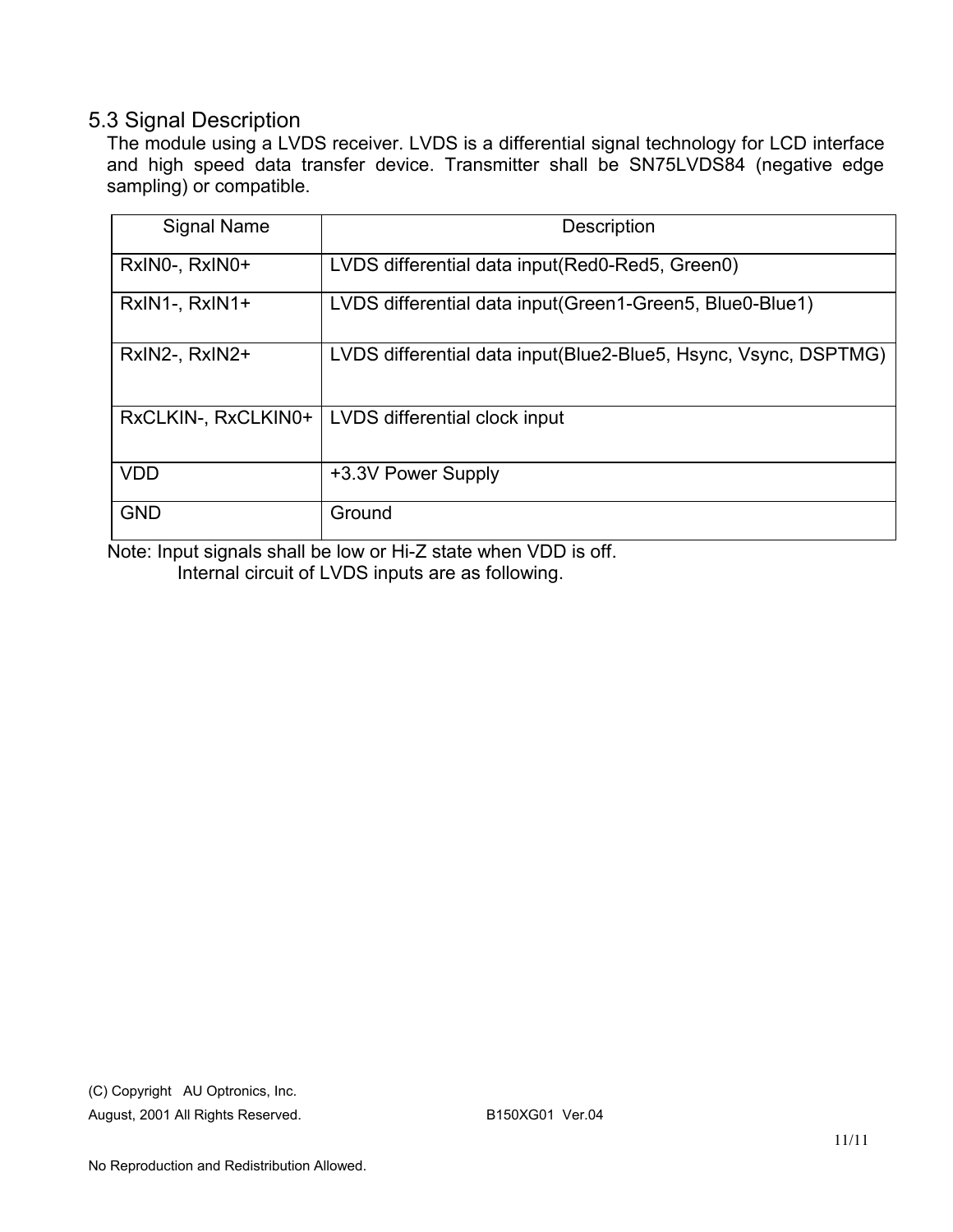## 5.3 Signal Description

The module using a LVDS receiver. LVDS is a differential signal technology for LCD interface and high speed data transfer device. Transmitter shall be SN75LVDS84 (negative edge sampling) or compatible.

| Signal Name | Description |
|---|---|
| RxIN0-, RxIN0+ | LVDS differential data input(Red0-Red5, Green0) |
| RxIN1-, RxIN1+ | LVDS differential data input(Green1-Green5, Blue0-Blue1) |
| RxIN2-, RxIN2+ | LVDS differential data input(Blue2-Blue5, Hsync, Vsync, DSPTMG) |
| RxCLKIN-, RxCLKIN0+ | LVDS differential clock input |
| VDD | +3.3V Power Supply |
| GND | Ground |

Note: Input signals shall be low or Hi-Z state when VDD is off.
Internal circuit of LVDS inputs are as following.

(C) Copyright AU Optronics, Inc.
August, 2001 All Rights Reserved. B150XG01 Ver.04

No Reproduction and Redistribution Allowed.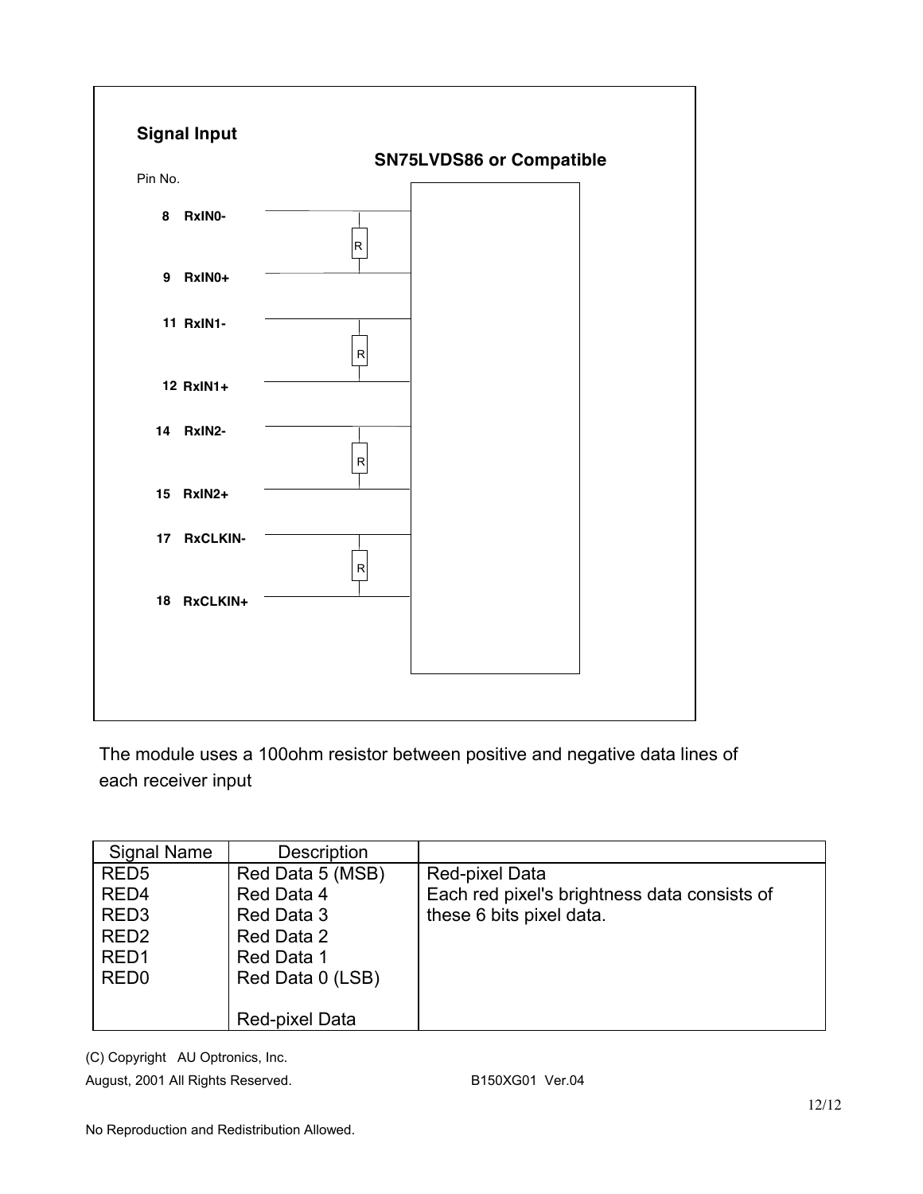**Signal Input**

Pin No.

**SN75LVDS86 or Compatible**

| Pin No. | Signal |
|---|---|
| 8 | RxIN0- |
| 9 | RxIN0+ |
| 11 | RxIN1- |
| 12 | RxIN1+ |
| 14 | RxIN2- |
| 15 | RxIN2+ |
| 17 | RxCLKIN- |
| 18 | RxCLKIN+ |

The module uses a 100ohm resistor between positive and negative data lines of each receiver input

| Signal Name | Description | |
|---|---|---|
| RED5<br>RED4<br>RED3<br>RED2<br>RED1<br>RED0 | Red Data 5 (MSB)<br>Red Data 4<br>Red Data 3<br>Red Data 2<br>Red Data 1<br>Red Data 0 (LSB)<br><br>Red-pixel Data | Red-pixel Data<br>Each red pixel's brightness data consists of these 6 bits pixel data. |

(C) Copyright AU Optronics, Inc.
August, 2001 All Rights Reserved. B150XG01 Ver.04

No Reproduction and Redistribution Allowed.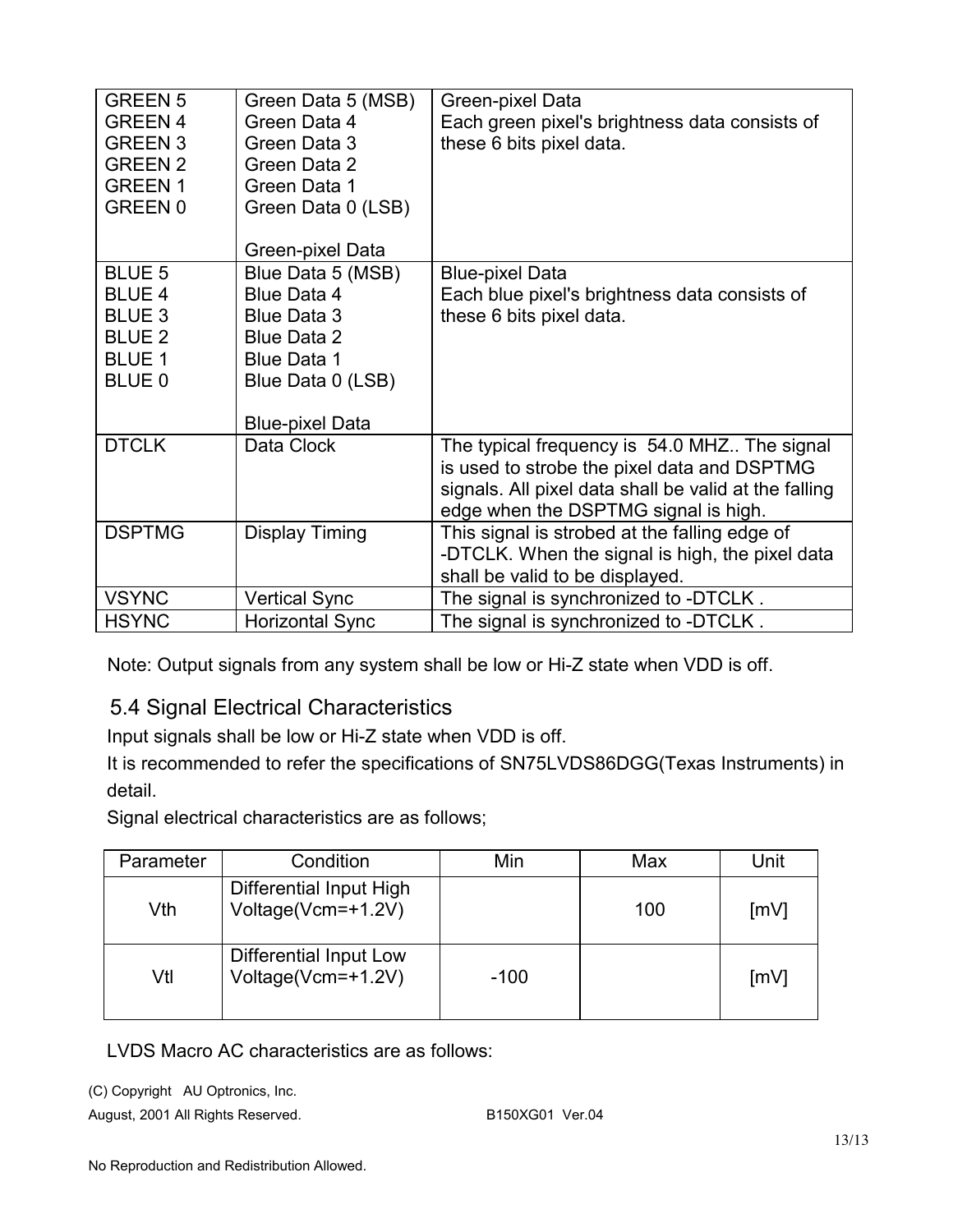| | | |
|---|---|---|
| GREEN 5<br>GREEN 4<br>GREEN 3<br>GREEN 2<br>GREEN 1<br>GREEN 0 | Green Data 5 (MSB)<br>Green Data 4<br>Green Data 3<br>Green Data 2<br>Green Data 1<br>Green Data 0 (LSB)<br><br>Green-pixel Data | Green-pixel Data<br>Each green pixel's brightness data consists of these 6 bits pixel data. |
| BLUE 5<br>BLUE 4<br>BLUE 3<br>BLUE 2<br>BLUE 1<br>BLUE 0 | Blue Data 5 (MSB)<br>Blue Data 4<br>Blue Data 3<br>Blue Data 2<br>Blue Data 1<br>Blue Data 0 (LSB)<br><br>Blue-pixel Data | Blue-pixel Data<br>Each blue pixel's brightness data consists of these 6 bits pixel data. |
| DTCLK | Data Clock | The typical frequency is 54.0 MHZ.. The signal is used to strobe the pixel data and DSPTMG signals. All pixel data shall be valid at the falling edge when the DSPTMG signal is high. |
| DSPTMG | Display Timing | This signal is strobed at the falling edge of -DTCLK. When the signal is high, the pixel data shall be valid to be displayed. |
| VSYNC | Vertical Sync | The signal is synchronized to -DTCLK . |
| HSYNC | Horizontal Sync | The signal is synchronized to -DTCLK . |

Note: Output signals from any system shall be low or Hi-Z state when VDD is off.

## 5.4 Signal Electrical Characteristics

Input signals shall be low or Hi-Z state when VDD is off.

It is recommended to refer the specifications of SN75LVDS86DGG(Texas Instruments) in detail.

Signal electrical characteristics are as follows;

| Parameter | Condition | Min | Max | Unit |
|---|---|---|---|---|
| Vth | Differential Input High Voltage(Vcm=+1.2V) | | 100 | [mV] |
| Vtl | Differential Input Low Voltage(Vcm=+1.2V) | -100 | | [mV] |

LVDS Macro AC characteristics are as follows: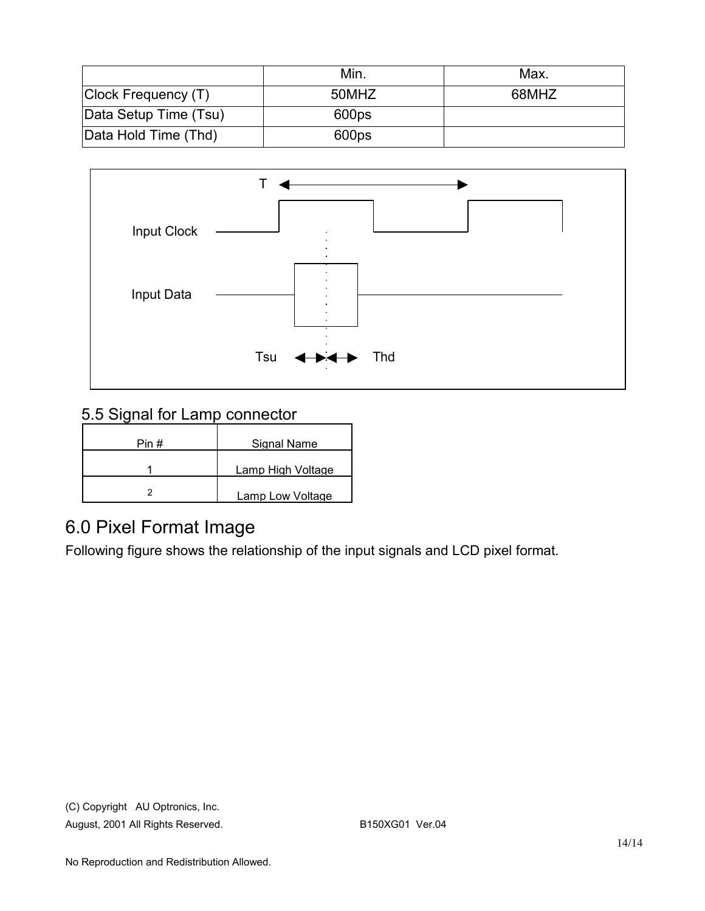| | Min. | Max. |
|---|---|---|
| Clock Frequency (T) | 50MHZ | 68MHZ |
| Data Setup Time (Tsu) | 600ps | |
| Data Hold Time (Thd) | 600ps | |

T

Input Clock

Input Data

Tsu Thd

## 5.5 Signal for Lamp connector

| Pin # | Signal Name |
|---|---|
| 1 | Lamp High Voltage |
| 2 | Lamp Low Voltage |

# 6.0 Pixel Format Image

Following figure shows the relationship of the input signals and LCD pixel format.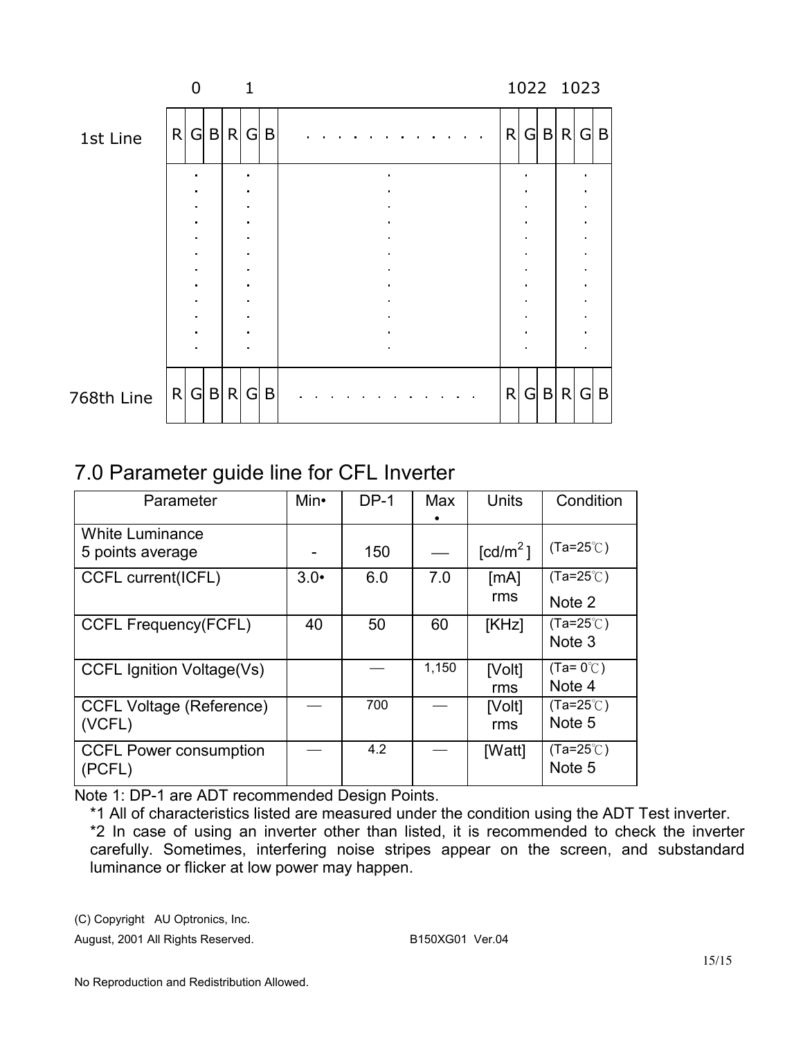|  | 0 |  |  | 1 |  |  |  | 1022 |  |  | 1023 |  |  |
|---|---|---|---|---|---|---|---|---|---|---|---|---|---|
| 1st Line | R | G | B | R | G | B | . . . . . . . . . . . . | R | G | B | R | G | B |
|  |  | . |  |  | . |  | . |  | . |  |  | . |  |
| 768th Line | R | G | B | R | G | B | . . . . . . . . . . . . | R | G | B | R | G | B |

## 7.0 Parameter guide line for CFL Inverter

| Parameter | Min• | DP-1 | Max • | Units | Condition |
|---|---|---|---|---|---|
| White Luminance 5 points average | - | 150 | — | [cd/m$^2$] | (Ta=25℃) |
| CCFL current(ICFL) | 3.0• | 6.0 | 7.0 | [mA] rms | (Ta=25℃) Note 2 |
| CCFL Frequency(FCFL) | 40 | 50 | 60 | [KHz] | (Ta=25℃) Note 3 |
| CCFL Ignition Voltage(Vs) |  | — | 1,150 | [Volt] rms | (Ta= 0℃) Note 4 |
| CCFL Voltage (Reference) (VCFL) | — | 700 | — | [Volt] rms | (Ta=25℃) Note 5 |
| CCFL Power consumption (PCFL) | — | 4.2 | — | [Watt] | (Ta=25℃) Note 5 |

Note 1: DP-1 are ADT recommended Design Points.

*1 All of characteristics listed are measured under the condition using the ADT Test inverter.

*2 In case of using an inverter other than listed, it is recommended to check the inverter carefully. Sometimes, interfering noise stripes appear on the screen, and substandard luminance or flicker at low power may happen.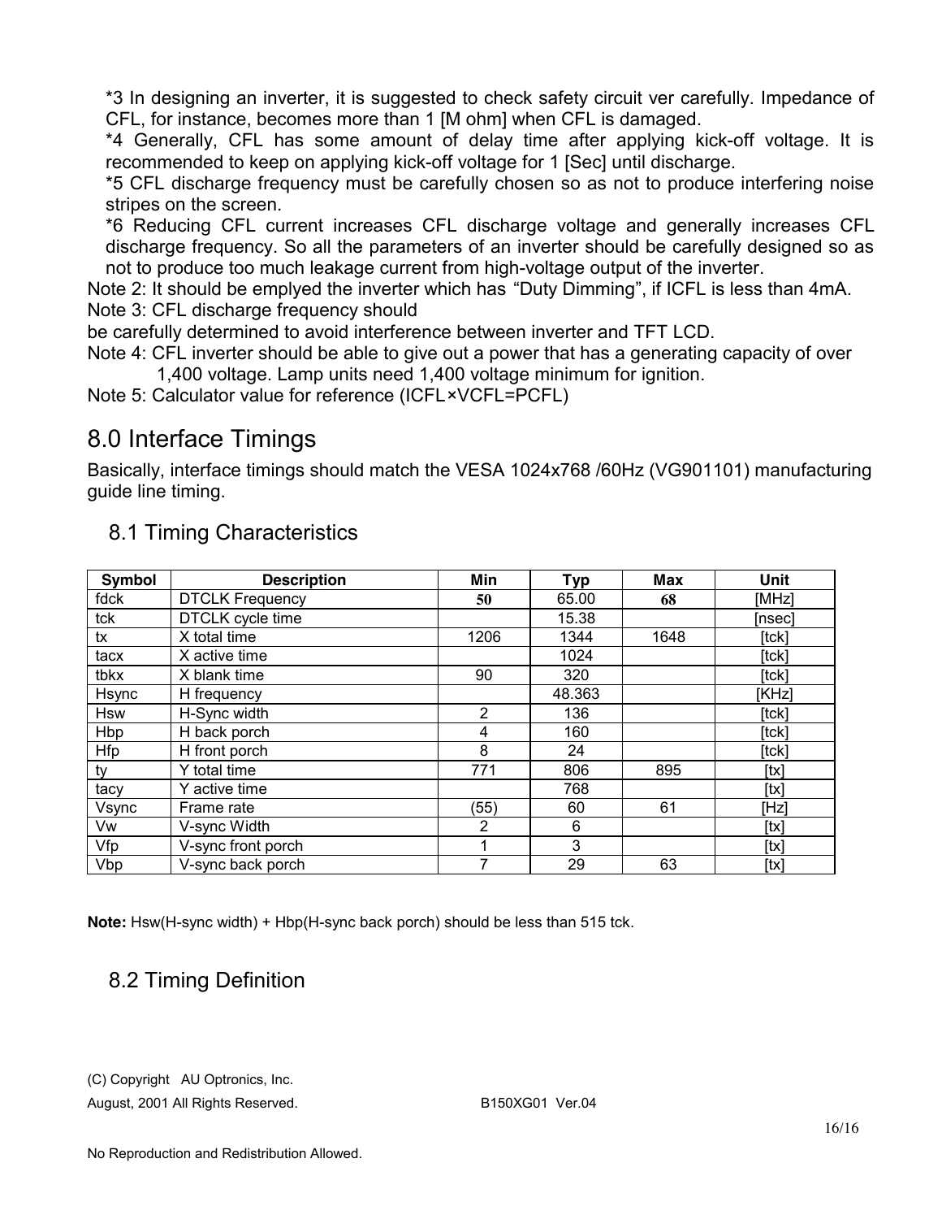*3 In designing an inverter, it is suggested to check safety circuit ver carefully. Impedance of CFL, for instance, becomes more than 1 [M ohm] when CFL is damaged.

*4 Generally, CFL has some amount of delay time after applying kick-off voltage. It is recommended to keep on applying kick-off voltage for 1 [Sec] until discharge.

*5 CFL discharge frequency must be carefully chosen so as not to produce interfering noise stripes on the screen.

*6 Reducing CFL current increases CFL discharge voltage and generally increases CFL discharge frequency. So all the parameters of an inverter should be carefully designed so as not to produce too much leakage current from high-voltage output of the inverter.

Note 2: It should be emplyed the inverter which has "Duty Dimming", if ICFL is less than 4mA.

Note 3: CFL discharge frequency should be carefully determined to avoid interference between inverter and TFT LCD.

Note 4: CFL inverter should be able to give out a power that has a generating capacity of over 1,400 voltage. Lamp units need 1,400 voltage minimum for ignition.

Note 5: Calculator value for reference (ICFL×VCFL=PCFL)

# 8.0 Interface Timings

Basically, interface timings should match the VESA 1024x768 /60Hz (VG901101) manufacturing guide line timing.

## 8.1 Timing Characteristics

| Symbol | Description | Min | Typ | Max | Unit |
|---|---|---|---|---|---|
| fdck | DTCLK Frequency | 50 | 65.00 | 68 | [MHz] |
| tck | DTCLK cycle time | | 15.38 | | [nsec] |
| tx | X total time | 1206 | 1344 | 1648 | [tck] |
| tacx | X active time | | 1024 | | [tck] |
| tbkx | X blank time | 90 | 320 | | [tck] |
| Hsync | H frequency | | 48.363 | | [KHz] |
| Hsw | H-Sync width | 2 | 136 | | [tck] |
| Hbp | H back porch | 4 | 160 | | [tck] |
| Hfp | H front porch | 8 | 24 | | [tck] |
| ty | Y total time | 771 | 806 | 895 | [tx] |
| tacy | Y active time | | 768 | | [tx] |
| Vsync | Frame rate | (55) | 60 | 61 | [Hz] |
| Vw | V-sync Width | 2 | 6 | | [tx] |
| Vfp | V-sync front porch | 1 | 3 | | [tx] |
| Vbp | V-sync back porch | 7 | 29 | 63 | [tx] |

**Note:** Hsw(H-sync width) + Hbp(H-sync back porch) should be less than 515 tck.

## 8.2 Timing Definition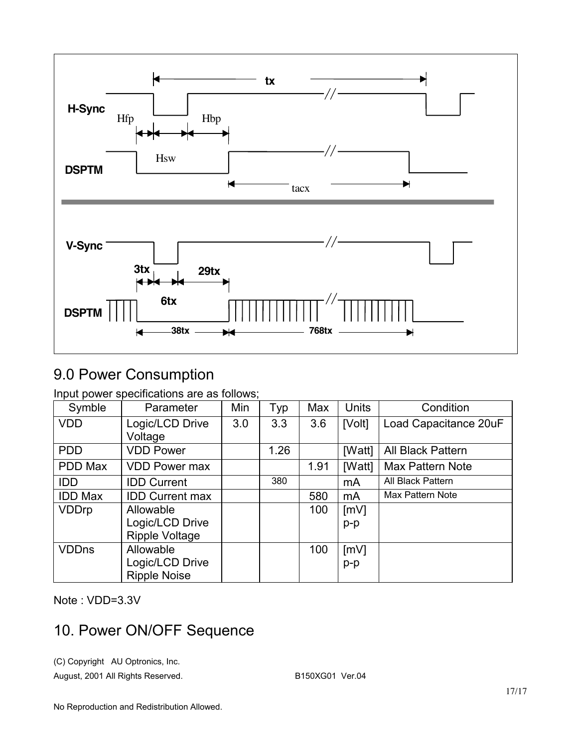tx

H-Sync

Hfp Hbp

Hsw

DSPTM

tacx

V-Sync

3tx 29tx

6tx

DSPTM

38tx 768tx

# 9.0 Power Consumption

Input power specifications are as follows;

| Symble | Parameter | Min | Typ | Max | Units | Condition |
|---|---|---|---|---|---|---|
| VDD | Logic/LCD Drive Voltage | 3.0 | 3.3 | 3.6 | [Volt] | Load Capacitance 20uF |
| PDD | VDD Power | | 1.26 | | [Watt] | All Black Pattern |
| PDD Max | VDD Power max | | | 1.91 | [Watt] | Max Pattern Note |
| IDD | IDD Current | | 380 | | mA | All Black Pattern |
| IDD Max | IDD Current max | | | 580 | mA | Max Pattern Note |
| VDDrp | Allowable Logic/LCD Drive Ripple Voltage | | | 100 | [mV] p-p | |
| VDDns | Allowable Logic/LCD Drive Ripple Noise | | | 100 | [mV] p-p | |

Note : VDD=3.3V

# 10. Power ON/OFF Sequence

(C) Copyright AU Optronics, Inc.

August, 2001 All Rights Reserved. B150XG01 Ver.04

No Reproduction and Redistribution Allowed.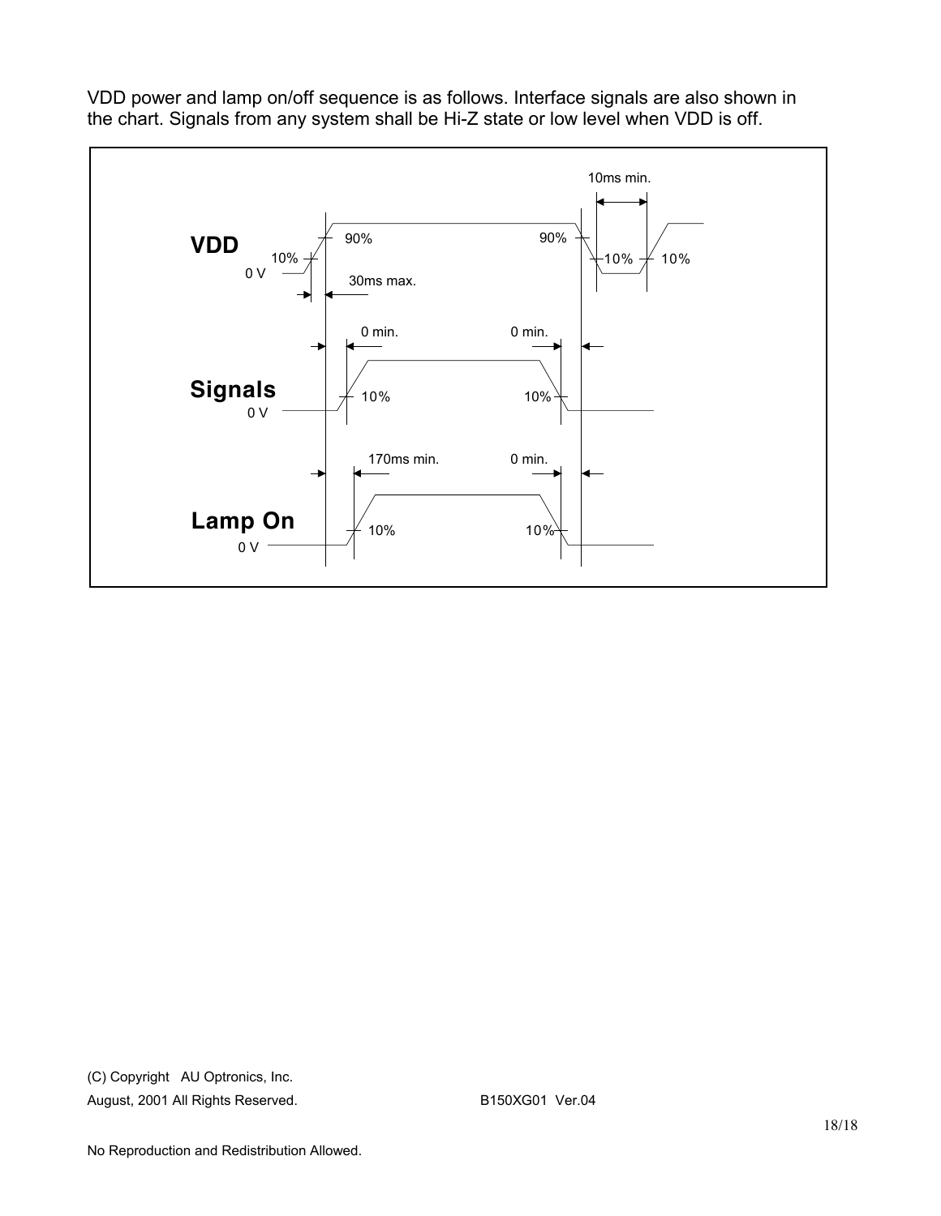VDD power and lamp on/off sequence is as follows. Interface signals are also shown in the chart. Signals from any system shall be Hi-Z state or low level when VDD is off.

VDD: 0 V, 10%, 90%, 30ms max., 90%, 10%, 10%, 10ms min.

Signals: 0 V, 0 min., 10%, 0 min., 10%

Lamp On: 0 V, 170ms min., 10%, 0 min., 10%

(C) Copyright AU Optronics, Inc.
August, 2001 All Rights Reserved.    B150XG01 Ver.04

No Reproduction and Redistribution Allowed.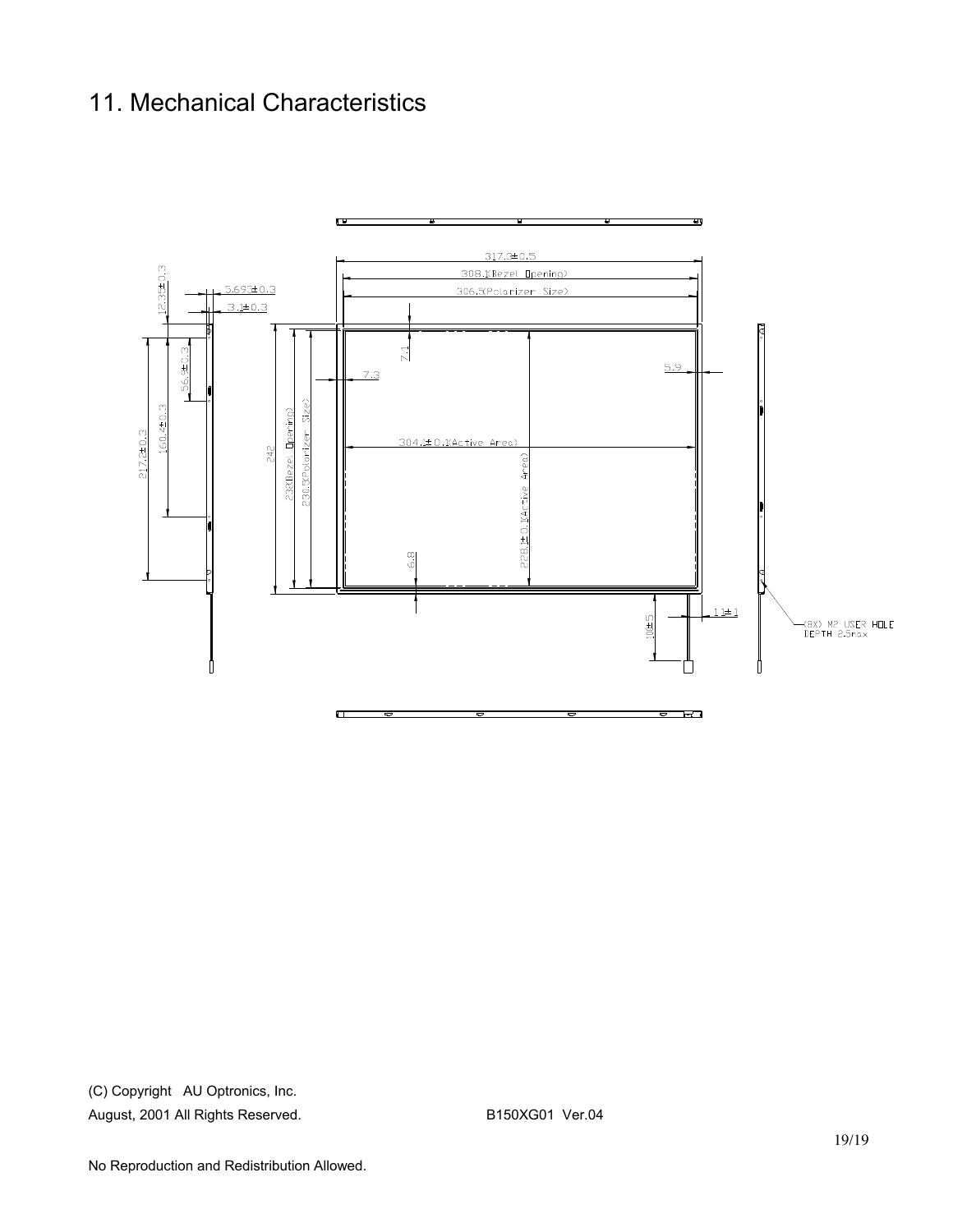# 11. Mechanical Characteristics

317.3±0.5

308.1(Bezel Opening)

306.5(Polarizer Size)

304.1±0.1(Active Area)

228.1±0.1(Active Area)

242

232(Bezel Opening)

230.5(Polarizer Size)

7.1

7.3

5.9

6.8

5.695±0.3

3.1±0.3

12.35±0.3

56.8±0.3

160.4±0.3

217.6±0.3

100±5

11±1

(8X) M2 USER HOLE
DEPTH 2.5max

(C) Copyright AU Optronics, Inc.
August, 2001 All Rights Reserved. B150XG01 Ver.04

No Reproduction and Redistribution Allowed.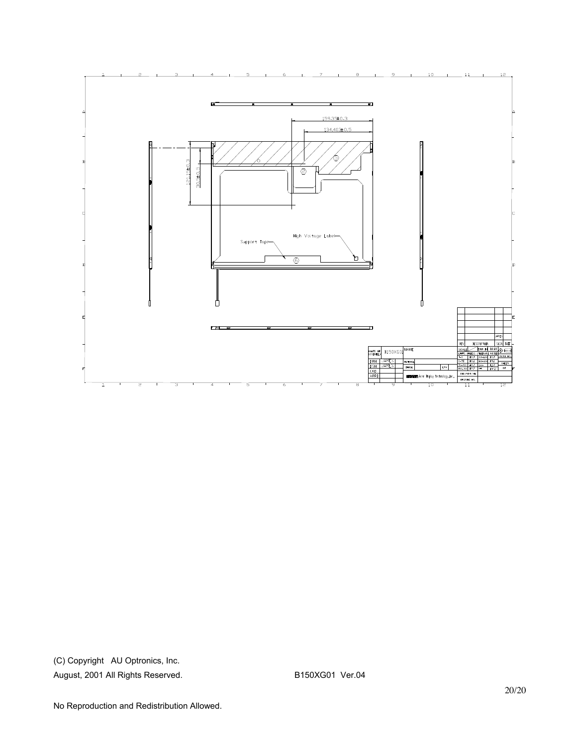159.35±0.3

134.402±0.5

121.15±0.3

30±0.5

Support Tape

High Voltage Label

B150XG01

JAMES

JAMES

(C) Copyright AU Optronics, Inc.
August, 2001 All Rights Reserved. B150XG01 Ver.04

No Reproduction and Redistribution Allowed.